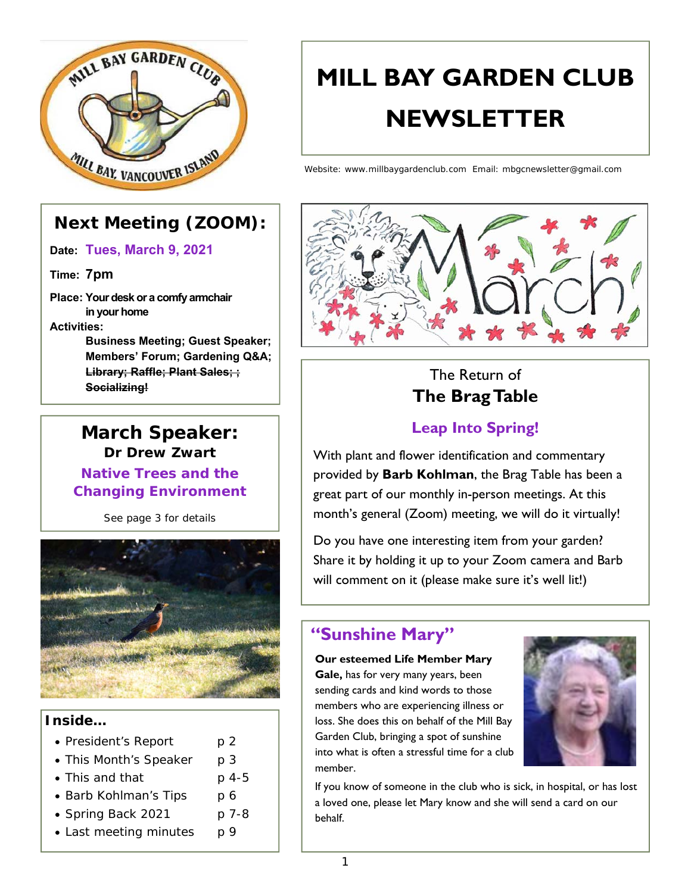# MILL BAY GARDEN CLUB NEWSLETTER

Website: www.millbaygardenclub.com Email: mbgcnewsletter@gmail.com

## Next Meeting (ZOOM):

**Date:** **Tues, March 9, 2021**

**Time:** **7pm**

**Place:** Your desk or a comfy armchair in your home

**Activities:**

**Business Meeting; Guest Speaker; Members' Forum; Gardening Q&A; ~~Library; Raffle; Plant Sales; ; Socializing!~~**

## March Speaker:

**Dr Drew Zwart**

**Native Trees and the Changing Environment**

See page 3 for details

### Inside...

- President's Report p 2
- This Month's Speaker p 3
- This and that p 4-5
- Barb Kohlman's Tips p 6
- Spring Back 2021 p 7-8
- Last meeting minutes p 9

The Return of

## The Brag Table

### Leap Into Spring!

With plant and flower identification and commentary provided by **Barb Kohlman**, the Brag Table has been a great part of our monthly in-person meetings. At this month's general (Zoom) meeting, we will do it virtually!

Do you have one interesting item from your garden? Share it by holding it up to your Zoom camera and Barb will comment on it (please make sure it's well lit!)

## "Sunshine Mary"

**Our esteemed Life Member Mary Gale,** has for very many years, been sending cards and kind words to those members who are experiencing illness or loss. She does this on behalf of the Mill Bay Garden Club, bringing a spot of sunshine into what is often a stressful time for a club member.

If you know of someone in the club who is sick, in hospital, or has lost a loved one, please let Mary know and she will send a card on our behalf.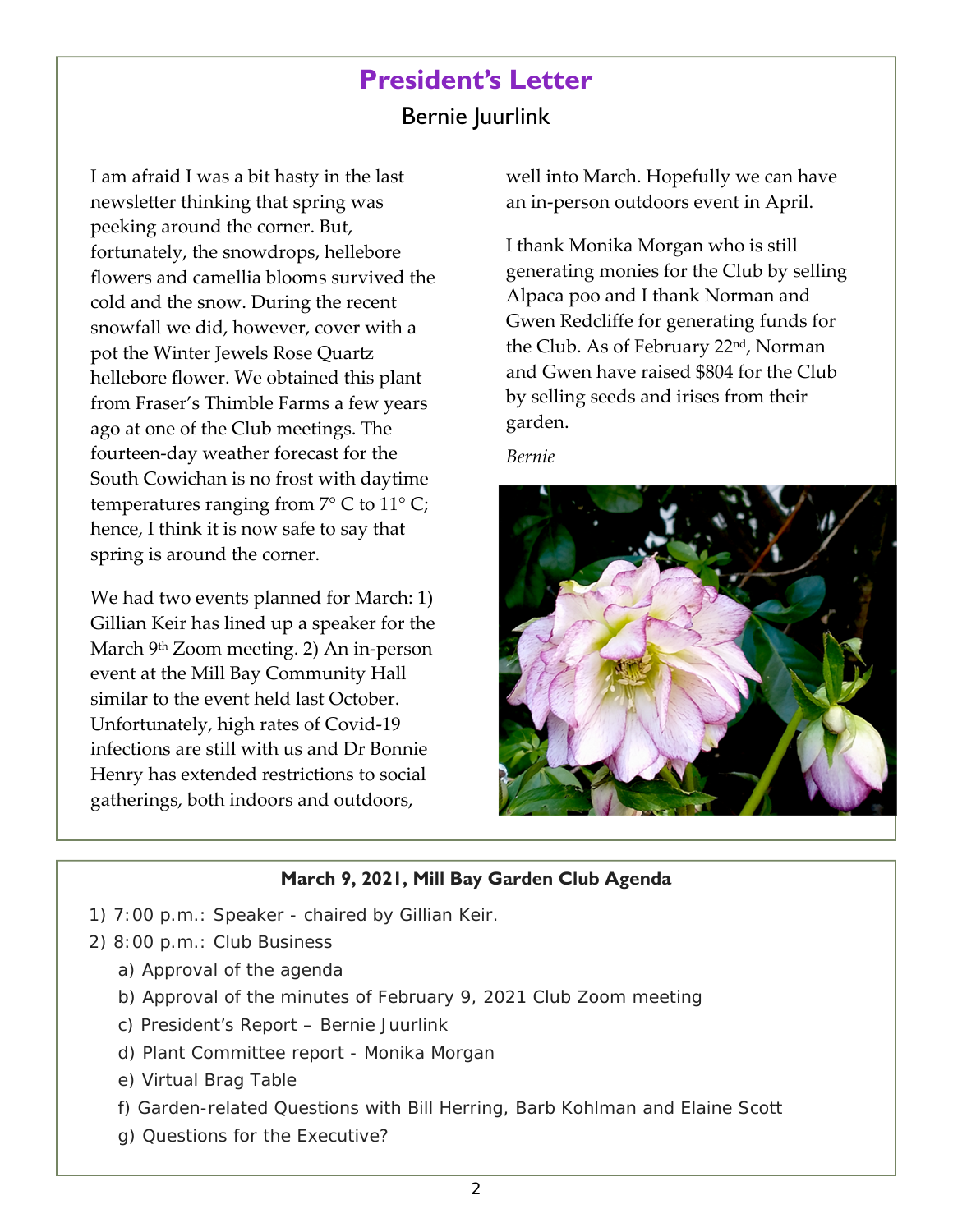# President's Letter

## Bernie Juurlink

I am afraid I was a bit hasty in the last newsletter thinking that spring was peeking around the corner. But, fortunately, the snowdrops, hellebore flowers and camellia blooms survived the cold and the snow. During the recent snowfall we did, however, cover with a pot the Winter Jewels Rose Quartz hellebore flower. We obtained this plant from Fraser's Thimble Farms a few years ago at one of the Club meetings. The fourteen-day weather forecast for the South Cowichan is no frost with daytime temperatures ranging from 7° C to 11° C; hence, I think it is now safe to say that spring is around the corner.

We had two events planned for March: 1) Gillian Keir has lined up a speaker for the March 9th Zoom meeting. 2) An in-person event at the Mill Bay Community Hall similar to the event held last October. Unfortunately, high rates of Covid-19 infections are still with us and Dr Bonnie Henry has extended restrictions to social gatherings, both indoors and outdoors, well into March. Hopefully we can have an in-person outdoors event in April.

I thank Monika Morgan who is still generating monies for the Club by selling Alpaca poo and I thank Norman and Gwen Redcliffe for generating funds for the Club. As of February 22nd, Norman and Gwen have raised $804 for the Club by selling seeds and irises from their garden.

*Bernie*

**March 9, 2021, Mill Bay Garden Club Agenda**

1) 7:00 p.m.: Speaker - chaired by Gillian Keir.
2) 8:00 p.m.: Club Business
   a) Approval of the agenda
   b) Approval of the minutes of February 9, 2021 Club Zoom meeting
   c) President's Report – Bernie Juurlink
   d) Plant Committee report - Monika Morgan
   e) Virtual Brag Table
   f) Garden-related Questions with Bill Herring, Barb Kohlman and Elaine Scott
   g) Questions for the Executive?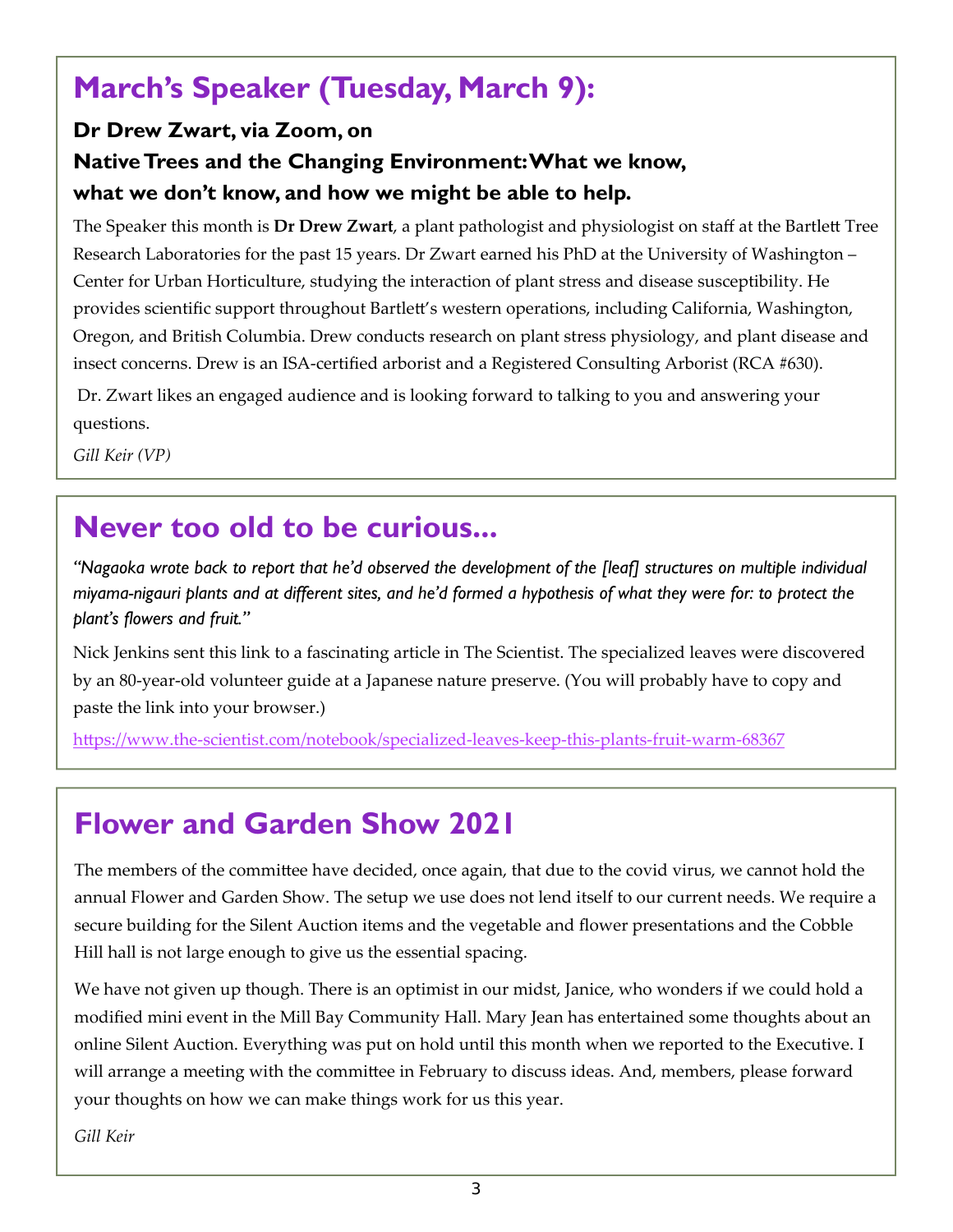## March's Speaker (Tuesday, March 9):

**Dr Drew Zwart, via Zoom, on**
**Native Trees and the Changing Environment: What we know, what we don't know, and how we might be able to help.**

The Speaker this month is **Dr Drew Zwart**, a plant pathologist and physiologist on staff at the Bartlett Tree Research Laboratories for the past 15 years. Dr Zwart earned his PhD at the University of Washington – Center for Urban Horticulture, studying the interaction of plant stress and disease susceptibility. He provides scientific support throughout Bartlett's western operations, including California, Washington, Oregon, and British Columbia. Drew conducts research on plant stress physiology, and plant disease and insect concerns. Drew is an ISA-certified arborist and a Registered Consulting Arborist (RCA #630).

Dr. Zwart likes an engaged audience and is looking forward to talking to you and answering your questions.

*Gill Keir (VP)*

## Never too old to be curious...

*"Nagaoka wrote back to report that he'd observed the development of the [leaf] structures on multiple individual miyama-nigauri plants and at different sites, and he'd formed a hypothesis of what they were for: to protect the plant's flowers and fruit."*

Nick Jenkins sent this link to a fascinating article in The Scientist. The specialized leaves were discovered by an 80-year-old volunteer guide at a Japanese nature preserve. (You will probably have to copy and paste the link into your browser.)

https://www.the-scientist.com/notebook/specialized-leaves-keep-this-plants-fruit-warm-68367

## Flower and Garden Show 2021

The members of the committee have decided, once again, that due to the covid virus, we cannot hold the annual Flower and Garden Show. The setup we use does not lend itself to our current needs. We require a secure building for the Silent Auction items and the vegetable and flower presentations and the Cobble Hill hall is not large enough to give us the essential spacing.

We have not given up though. There is an optimist in our midst, Janice, who wonders if we could hold a modified mini event in the Mill Bay Community Hall. Mary Jean has entertained some thoughts about an online Silent Auction. Everything was put on hold until this month when we reported to the Executive. I will arrange a meeting with the committee in February to discuss ideas. And, members, please forward your thoughts on how we can make things work for us this year.

*Gill Keir*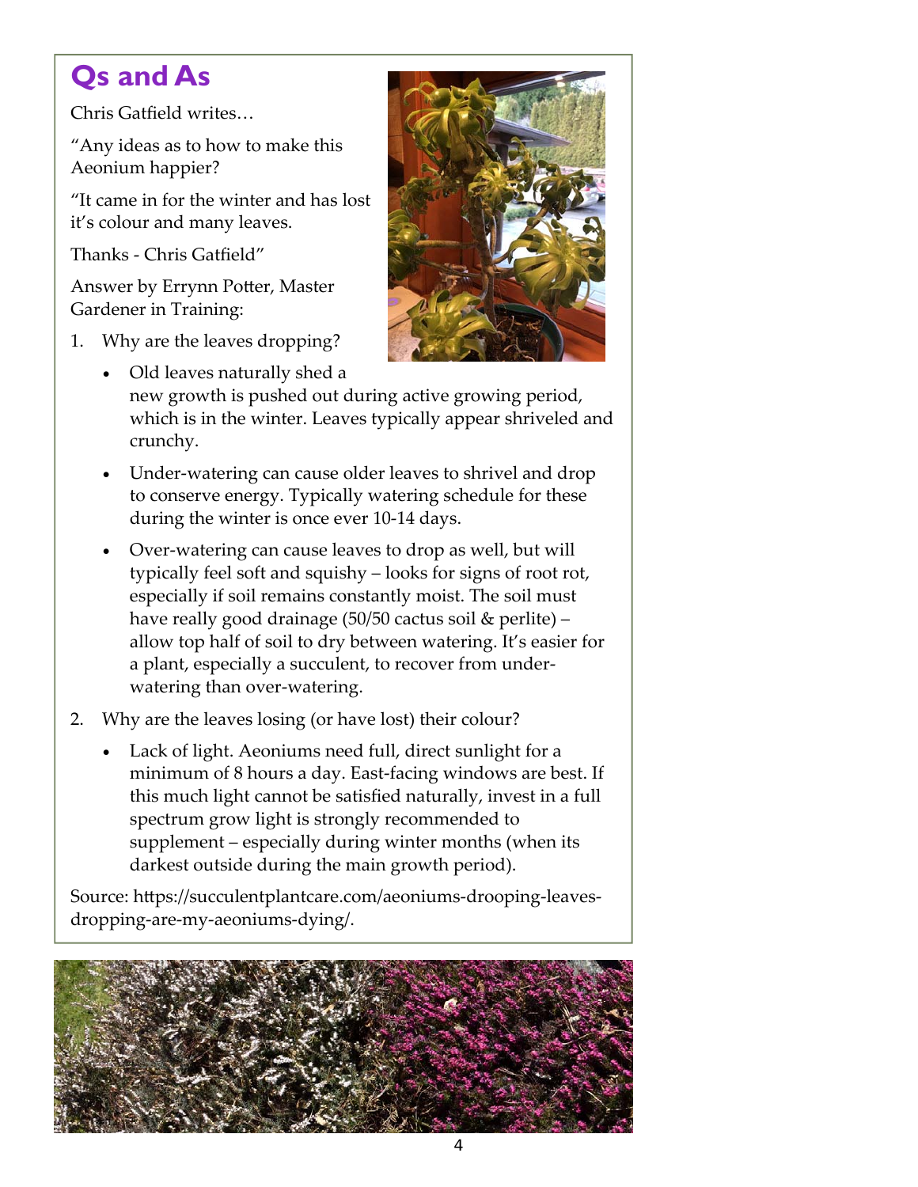## Qs and As

Chris Gatfield writes…

"Any ideas as to how to make this Aeonium happier?

"It came in for the winter and has lost it's colour and many leaves.

Thanks - Chris Gatfield"

Answer by Errynn Potter, Master Gardener in Training:

1. Why are the leaves dropping?
   - Old leaves naturally shed a new growth is pushed out during active growing period, which is in the winter. Leaves typically appear shriveled and crunchy.
   - Under-watering can cause older leaves to shrivel and drop to conserve energy. Typically watering schedule for these during the winter is once ever 10-14 days.
   - Over-watering can cause leaves to drop as well, but will typically feel soft and squishy – looks for signs of root rot, especially if soil remains constantly moist. The soil must have really good drainage (50/50 cactus soil & perlite) – allow top half of soil to dry between watering. It's easier for a plant, especially a succulent, to recover from under-watering than over-watering.
2. Why are the leaves losing (or have lost) their colour?
   - Lack of light. Aeoniums need full, direct sunlight for a minimum of 8 hours a day. East-facing windows are best. If this much light cannot be satisfied naturally, invest in a full spectrum grow light is strongly recommended to supplement – especially during winter months (when its darkest outside during the main growth period).

Source: https://succulentplantcare.com/aeoniums-drooping-leaves-dropping-are-my-aeoniums-dying/.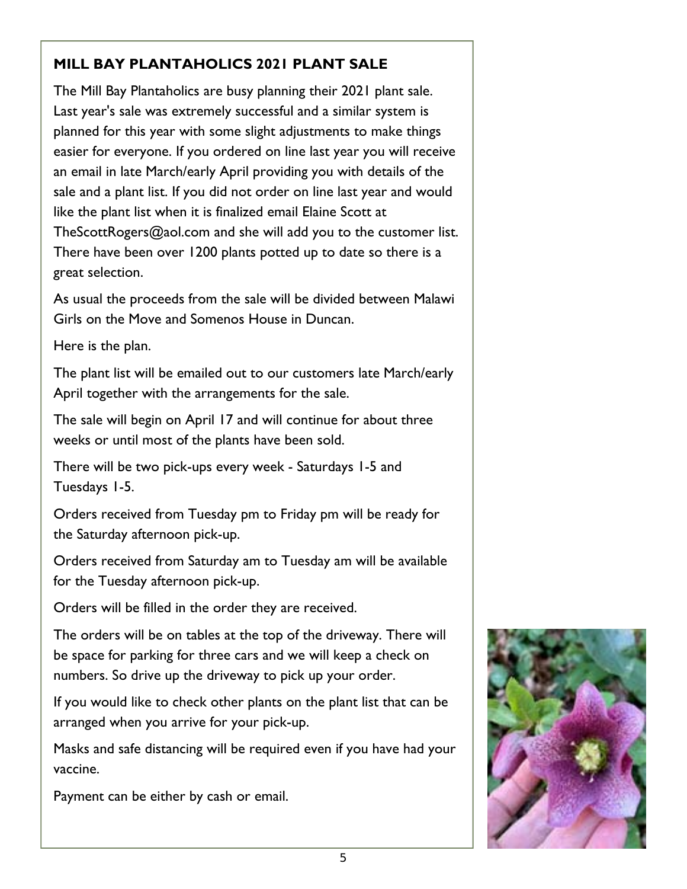## MILL BAY PLANTAHOLICS 2021 PLANT SALE

The Mill Bay Plantaholics are busy planning their 2021 plant sale. Last year's sale was extremely successful and a similar system is planned for this year with some slight adjustments to make things easier for everyone. If you ordered on line last year you will receive an email in late March/early April providing you with details of the sale and a plant list. If you did not order on line last year and would like the plant list when it is finalized email Elaine Scott at TheScottRogers@aol.com and she will add you to the customer list. There have been over 1200 plants potted up to date so there is a great selection.

As usual the proceeds from the sale will be divided between Malawi Girls on the Move and Somenos House in Duncan.

Here is the plan.

The plant list will be emailed out to our customers late March/early April together with the arrangements for the sale.

The sale will begin on April 17 and will continue for about three weeks or until most of the plants have been sold.

There will be two pick-ups every week - Saturdays 1-5 and Tuesdays 1-5.

Orders received from Tuesday pm to Friday pm will be ready for the Saturday afternoon pick-up.

Orders received from Saturday am to Tuesday am will be available for the Tuesday afternoon pick-up.

Orders will be filled in the order they are received.

The orders will be on tables at the top of the driveway. There will be space for parking for three cars and we will keep a check on numbers. So drive up the driveway to pick up your order.

If you would like to check other plants on the plant list that can be arranged when you arrive for your pick-up.

Masks and safe distancing will be required even if you have had your vaccine.

Payment can be either by cash or email.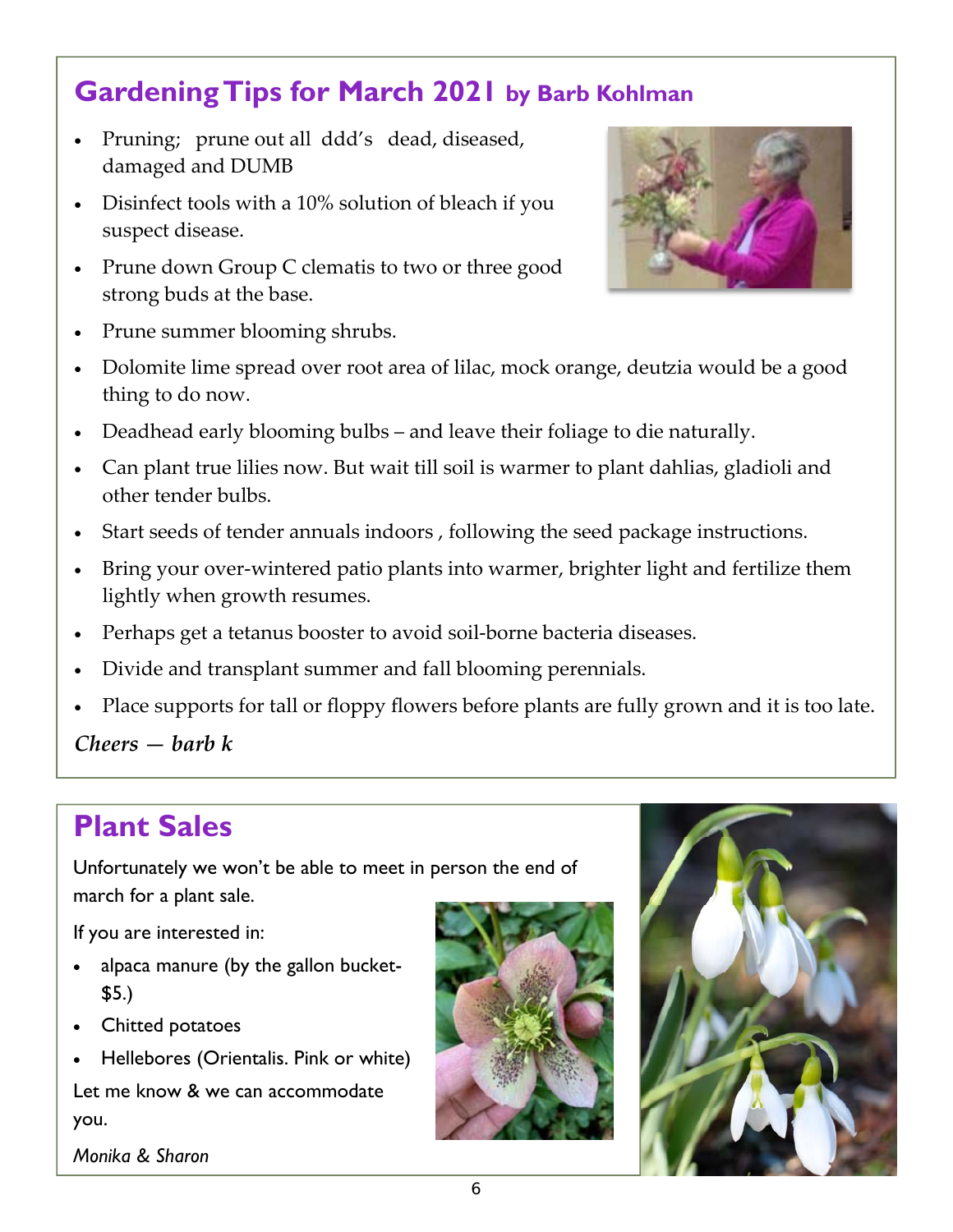## Gardening Tips for March 2021 by Barb Kohlman

- Pruning; prune out all ddd's dead, diseased, damaged and DUMB
- Disinfect tools with a 10% solution of bleach if you suspect disease.
- Prune down Group C clematis to two or three good strong buds at the base.
- Prune summer blooming shrubs.
- Dolomite lime spread over root area of lilac, mock orange, deutzia would be a good thing to do now.
- Deadhead early blooming bulbs – and leave their foliage to die naturally.
- Can plant true lilies now. But wait till soil is warmer to plant dahlias, gladioli and other tender bulbs.
- Start seeds of tender annuals indoors , following the seed package instructions.
- Bring your over-wintered patio plants into warmer, brighter light and fertilize them lightly when growth resumes.
- Perhaps get a tetanus booster to avoid soil-borne bacteria diseases.
- Divide and transplant summer and fall blooming perennials.
- Place supports for tall or floppy flowers before plants are fully grown and it is too late.

***Cheers — barb k***

## Plant Sales

Unfortunately we won't be able to meet in person the end of march for a plant sale.

If you are interested in:

- alpaca manure (by the gallon bucket- $5.)
- Chitted potatoes
- Hellebores (Orientalis. Pink or white)

Let me know & we can accommodate you.

*Monika & Sharon*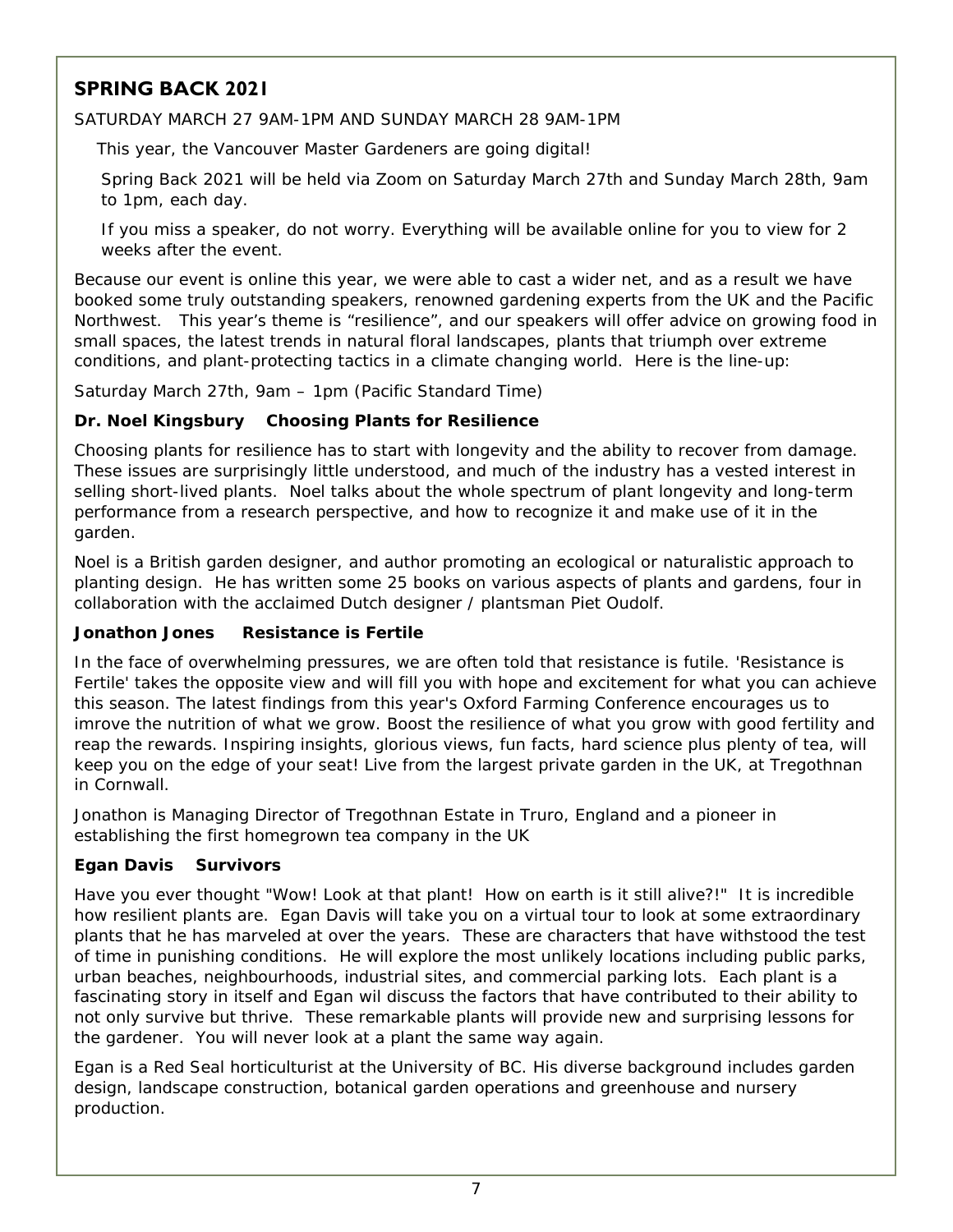## SPRING BACK 2021

SATURDAY MARCH 27 9AM-1PM AND SUNDAY MARCH 28 9AM-1PM

This year, the Vancouver Master Gardeners are going digital!

Spring Back 2021 will be held via Zoom on Saturday March 27th and Sunday March 28th, 9am to 1pm, each day.

If you miss a speaker, do not worry. Everything will be available online for you to view for 2 weeks after the event.

Because our event is online this year, we were able to cast a wider net, and as a result we have booked some truly outstanding speakers, renowned gardening experts from the UK and the Pacific Northwest. This year's theme is "resilience", and our speakers will offer advice on growing food in small spaces, the latest trends in natural floral landscapes, plants that triumph over extreme conditions, and plant-protecting tactics in a climate changing world. Here is the line-up:

Saturday March 27th, 9am – 1pm (Pacific Standard Time)

**Dr. Noel Kingsbury Choosing Plants for Resilience**

Choosing plants for resilience has to start with longevity and the ability to recover from damage. These issues are surprisingly little understood, and much of the industry has a vested interest in selling short-lived plants. Noel talks about the whole spectrum of plant longevity and long-term performance from a research perspective, and how to recognize it and make use of it in the garden.

Noel is a British garden designer, and author promoting an ecological or naturalistic approach to planting design. He has written some 25 books on various aspects of plants and gardens, four in collaboration with the acclaimed Dutch designer / plantsman Piet Oudolf.

**Jonathon Jones Resistance is Fertile**

In the face of overwhelming pressures, we are often told that resistance is futile. 'Resistance is Fertile' takes the opposite view and will fill you with hope and excitement for what you can achieve this season. The latest findings from this year's Oxford Farming Conference encourages us to imrove the nutrition of what we grow. Boost the resilience of what you grow with good fertility and reap the rewards. Inspiring insights, glorious views, fun facts, hard science plus plenty of tea, will keep you on the edge of your seat! Live from the largest private garden in the UK, at Tregothnan in Cornwall.

Jonathon is Managing Director of Tregothnan Estate in Truro, England and a pioneer in establishing the first homegrown tea company in the UK

**Egan Davis Survivors**

Have you ever thought "Wow! Look at that plant! How on earth is it still alive?!" It is incredible how resilient plants are. Egan Davis will take you on a virtual tour to look at some extraordinary plants that he has marveled at over the years. These are characters that have withstood the test of time in punishing conditions. He will explore the most unlikely locations including public parks, urban beaches, neighbourhoods, industrial sites, and commercial parking lots. Each plant is a fascinating story in itself and Egan wil discuss the factors that have contributed to their ability to not only survive but thrive. These remarkable plants will provide new and surprising lessons for the gardener. You will never look at a plant the same way again.

Egan is a Red Seal horticulturist at the University of BC. His diverse background includes garden design, landscape construction, botanical garden operations and greenhouse and nursery production.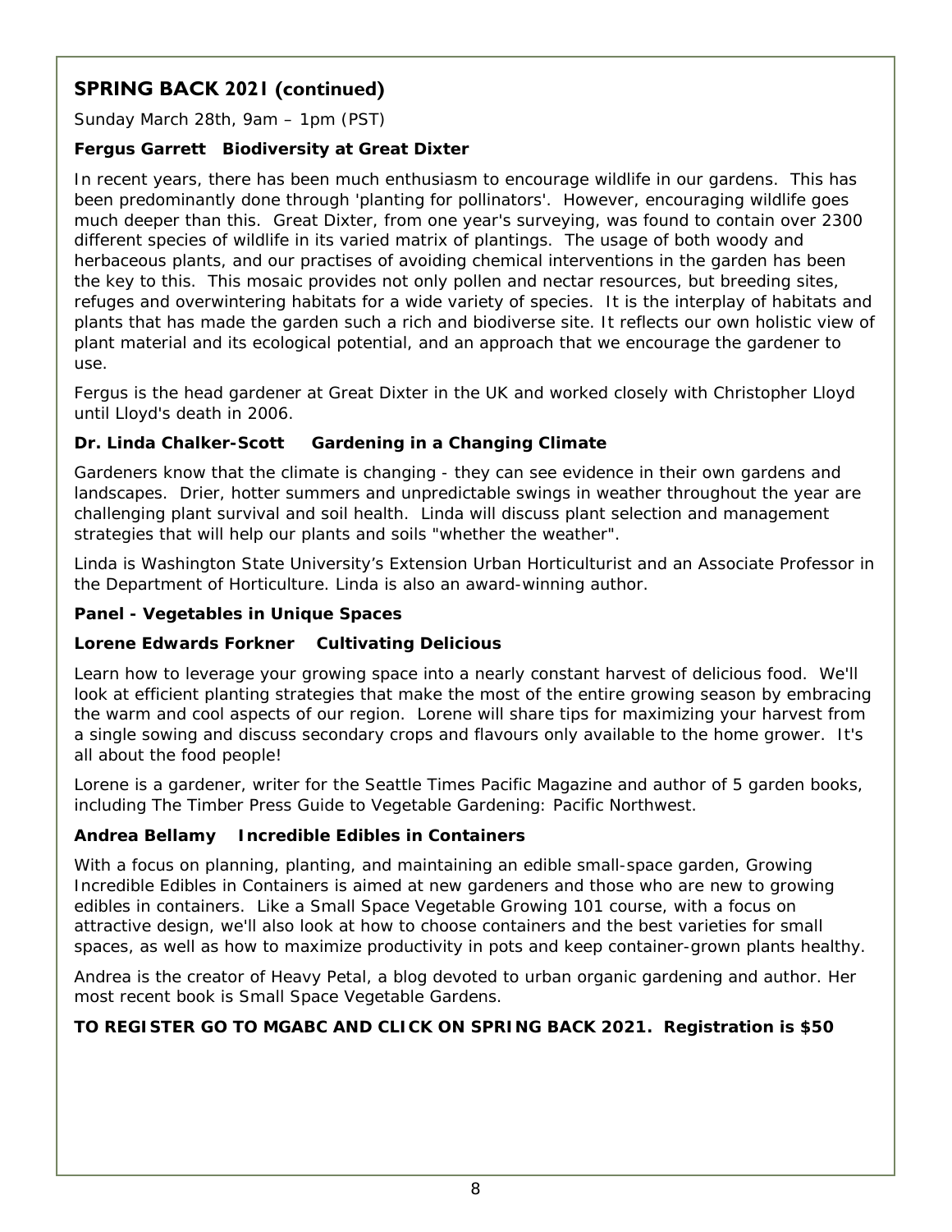## SPRING BACK 2021 (continued)

Sunday March 28th, 9am – 1pm (PST)

**Fergus Garrett   Biodiversity at Great Dixter**

In recent years, there has been much enthusiasm to encourage wildlife in our gardens. This has been predominantly done through 'planting for pollinators'. However, encouraging wildlife goes much deeper than this. Great Dixter, from one year's surveying, was found to contain over 2300 different species of wildlife in its varied matrix of plantings. The usage of both woody and herbaceous plants, and our practises of avoiding chemical interventions in the garden has been the key to this. This mosaic provides not only pollen and nectar resources, but breeding sites, refuges and overwintering habitats for a wide variety of species. It is the interplay of habitats and plants that has made the garden such a rich and biodiverse site. It reflects our own holistic view of plant material and its ecological potential, and an approach that we encourage the gardener to use.

Fergus is the head gardener at Great Dixter in the UK and worked closely with Christopher Lloyd until Lloyd's death in 2006.

**Dr. Linda Chalker-Scott   Gardening in a Changing Climate**

Gardeners know that the climate is changing - they can see evidence in their own gardens and landscapes. Drier, hotter summers and unpredictable swings in weather throughout the year are challenging plant survival and soil health. Linda will discuss plant selection and management strategies that will help our plants and soils "whether the weather".

Linda is Washington State University's Extension Urban Horticulturist and an Associate Professor in the Department of Horticulture. Linda is also an award-winning author.

**Panel - Vegetables in Unique Spaces**

**Lorene Edwards Forkner   Cultivating Delicious**

Learn how to leverage your growing space into a nearly constant harvest of delicious food. We'll look at efficient planting strategies that make the most of the entire growing season by embracing the warm and cool aspects of our region. Lorene will share tips for maximizing your harvest from a single sowing and discuss secondary crops and flavours only available to the home grower. It's all about the food people!

Lorene is a gardener, writer for the Seattle Times Pacific Magazine and author of 5 garden books, including The Timber Press Guide to Vegetable Gardening: Pacific Northwest.

**Andrea Bellamy   Incredible Edibles in Containers**

With a focus on planning, planting, and maintaining an edible small-space garden, Growing Incredible Edibles in Containers is aimed at new gardeners and those who are new to growing edibles in containers. Like a Small Space Vegetable Growing 101 course, with a focus on attractive design, we'll also look at how to choose containers and the best varieties for small spaces, as well as how to maximize productivity in pots and keep container-grown plants healthy.

Andrea is the creator of Heavy Petal, a blog devoted to urban organic gardening and author. Her most recent book is Small Space Vegetable Gardens.

**TO REGISTER GO TO MGABC AND CLICK ON SPRING BACK 2021. Registration is $50**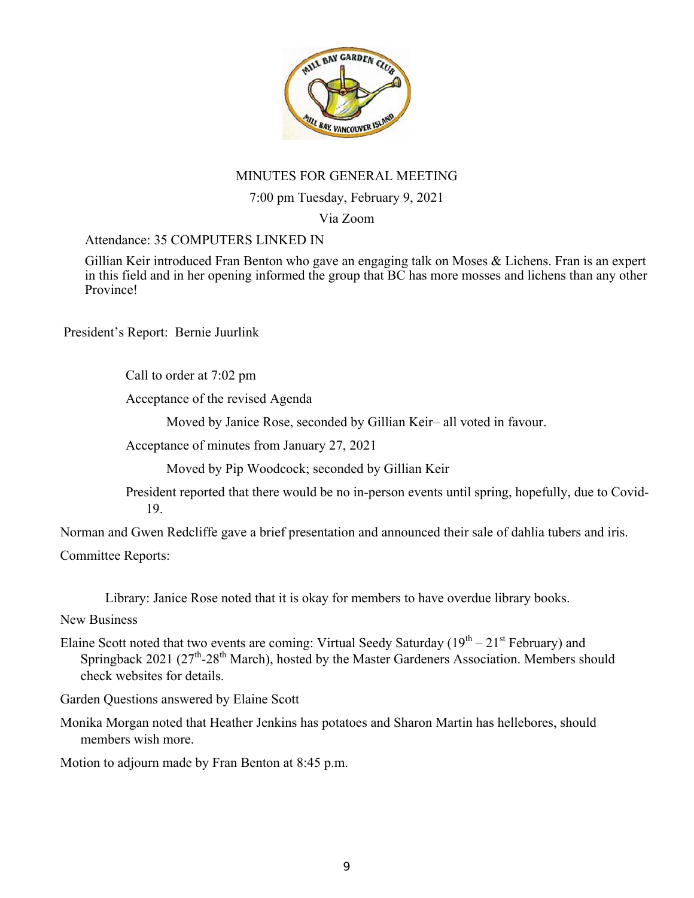MINUTES FOR GENERAL MEETING

7:00 pm Tuesday, February 9, 2021

Via Zoom

Attendance: 35 COMPUTERS LINKED IN

Gillian Keir introduced Fran Benton who gave an engaging talk on Moses & Lichens. Fran is an expert in this field and in her opening informed the group that BC has more mosses and lichens than any other Province!

President's Report: Bernie Juurlink

Call to order at 7:02 pm

Acceptance of the revised Agenda

Moved by Janice Rose, seconded by Gillian Keir– all voted in favour.

Acceptance of minutes from January 27, 2021

Moved by Pip Woodcock; seconded by Gillian Keir

President reported that there would be no in-person events until spring, hopefully, due to Covid-19.

Norman and Gwen Redcliffe gave a brief presentation and announced their sale of dahlia tubers and iris.

Committee Reports:

Library: Janice Rose noted that it is okay for members to have overdue library books.

New Business

Elaine Scott noted that two events are coming: Virtual Seedy Saturday (19th – 21st February) and Springback 2021 (27th-28th March), hosted by the Master Gardeners Association. Members should check websites for details.

Garden Questions answered by Elaine Scott

Monika Morgan noted that Heather Jenkins has potatoes and Sharon Martin has hellebores, should members wish more.

Motion to adjourn made by Fran Benton at 8:45 p.m.